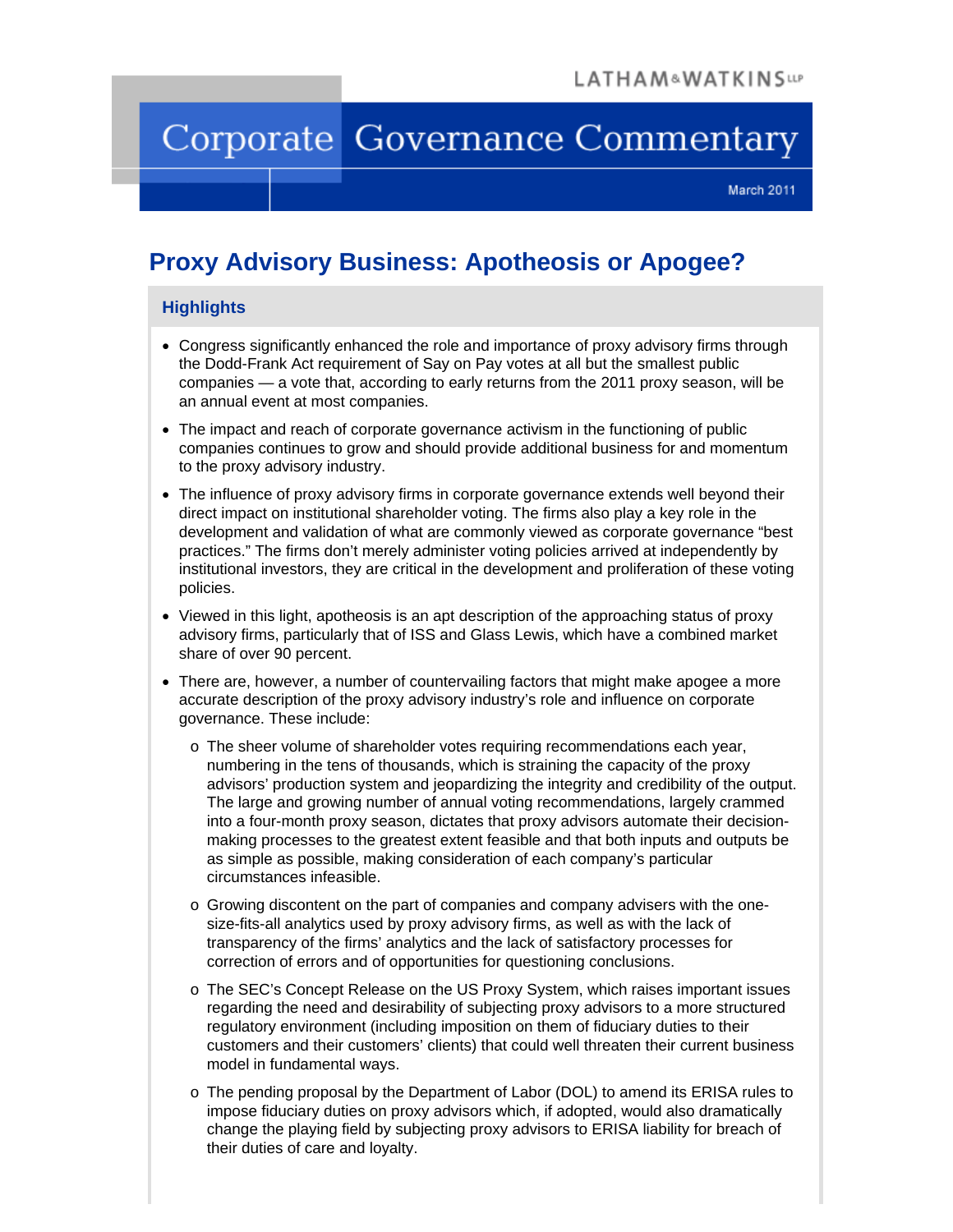LATHAM&WATKINS LLP

# Corporate Governance Commentary

March 2011

## Proxy Advisory Business: Apotheosis or Apogee?

### Highlights

- Congress significantly enhanced the role and importance of proxy advisory firms through the Dodd-Frank Act requirement of Say on Pay votes at all but the smallest public companies — a vote that, according to early returns from the 2011 proxy season, will be an annual event at most companies.
- The impact and reach of corporate governance activism in the functioning of public companies continues to grow and should provide additional business for and momentum to the proxy advisory industry.
- The influence of proxy advisory firms in corporate governance extends well beyond their direct impact on institutional shareholder voting. The firms also play a key role in the development and validation of what are commonly viewed as corporate governance "best practices." The firms don't merely administer voting policies arrived at independently by institutional investors, they are critical in the development and proliferation of these voting policies.
- Viewed in this light, apotheosis is an apt description of the approaching status of proxy advisory firms, particularly that of ISS and Glass Lewis, which have a combined market share of over 90 percent.
- There are, however, a number of countervailing factors that might make apogee a more accurate description of the proxy advisory industry's role and influence on corporate governance. These include:
  - The sheer volume of shareholder votes requiring recommendations each year, numbering in the tens of thousands, which is straining the capacity of the proxy advisors' production system and jeopardizing the integrity and credibility of the output. The large and growing number of annual voting recommendations, largely crammed into a four-month proxy season, dictates that proxy advisors automate their decision-making processes to the greatest extent feasible and that both inputs and outputs be as simple as possible, making consideration of each company's particular circumstances infeasible.
  - Growing discontent on the part of companies and company advisers with the one-size-fits-all analytics used by proxy advisory firms, as well as with the lack of transparency of the firms' analytics and the lack of satisfactory processes for correction of errors and of opportunities for questioning conclusions.
  - The SEC's Concept Release on the US Proxy System, which raises important issues regarding the need and desirability of subjecting proxy advisors to a more structured regulatory environment (including imposition on them of fiduciary duties to their customers and their customers' clients) that could well threaten their current business model in fundamental ways.
  - The pending proposal by the Department of Labor (DOL) to amend its ERISA rules to impose fiduciary duties on proxy advisors which, if adopted, would also dramatically change the playing field by subjecting proxy advisors to ERISA liability for breach of their duties of care and loyalty.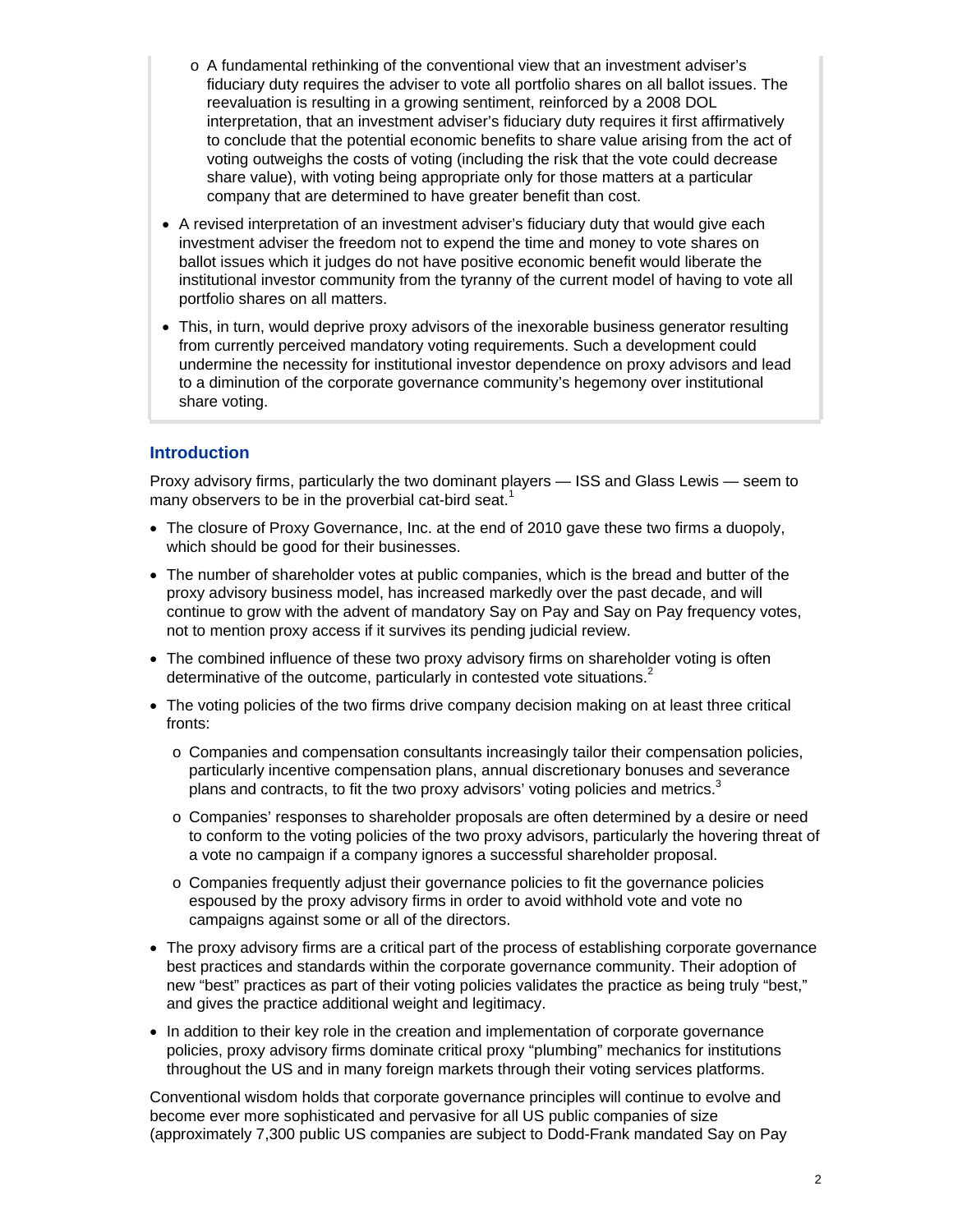- A fundamental rethinking of the conventional view that an investment adviser's fiduciary duty requires the adviser to vote all portfolio shares on all ballot issues. The reevaluation is resulting in a growing sentiment, reinforced by a 2008 DOL interpretation, that an investment adviser's fiduciary duty requires it first affirmatively to conclude that the potential economic benefits to share value arising from the act of voting outweighs the costs of voting (including the risk that the vote could decrease share value), with voting being appropriate only for those matters at a particular company that are determined to have greater benefit than cost.

- A revised interpretation of an investment adviser's fiduciary duty that would give each investment adviser the freedom not to expend the time and money to vote shares on ballot issues which it judges do not have positive economic benefit would liberate the institutional investor community from the tyranny of the current model of having to vote all portfolio shares on all matters.
- This, in turn, would deprive proxy advisors of the inexorable business generator resulting from currently perceived mandatory voting requirements. Such a development could undermine the necessity for institutional investor dependence on proxy advisors and lead to a diminution of the corporate governance community's hegemony over institutional share voting.

## Introduction

Proxy advisory firms, particularly the two dominant players — ISS and Glass Lewis — seem to many observers to be in the proverbial cat-bird seat.[1]

- The closure of Proxy Governance, Inc. at the end of 2010 gave these two firms a duopoly, which should be good for their businesses.
- The number of shareholder votes at public companies, which is the bread and butter of the proxy advisory business model, has increased markedly over the past decade, and will continue to grow with the advent of mandatory Say on Pay and Say on Pay frequency votes, not to mention proxy access if it survives its pending judicial review.
- The combined influence of these two proxy advisory firms on shareholder voting is often determinative of the outcome, particularly in contested vote situations.[2]
- The voting policies of the two firms drive company decision making on at least three critical fronts:
  - Companies and compensation consultants increasingly tailor their compensation policies, particularly incentive compensation plans, annual discretionary bonuses and severance plans and contracts, to fit the two proxy advisors' voting policies and metrics.[3]
  - Companies' responses to shareholder proposals are often determined by a desire or need to conform to the voting policies of the two proxy advisors, particularly the hovering threat of a vote no campaign if a company ignores a successful shareholder proposal.
  - Companies frequently adjust their governance policies to fit the governance policies espoused by the proxy advisory firms in order to avoid withhold vote and vote no campaigns against some or all of the directors.
- The proxy advisory firms are a critical part of the process of establishing corporate governance best practices and standards within the corporate governance community. Their adoption of new "best" practices as part of their voting policies validates the practice as being truly "best," and gives the practice additional weight and legitimacy.
- In addition to their key role in the creation and implementation of corporate governance policies, proxy advisory firms dominate critical proxy "plumbing" mechanics for institutions throughout the US and in many foreign markets through their voting services platforms.

Conventional wisdom holds that corporate governance principles will continue to evolve and become ever more sophisticated and pervasive for all US public companies of size (approximately 7,300 public US companies are subject to Dodd-Frank mandated Say on Pay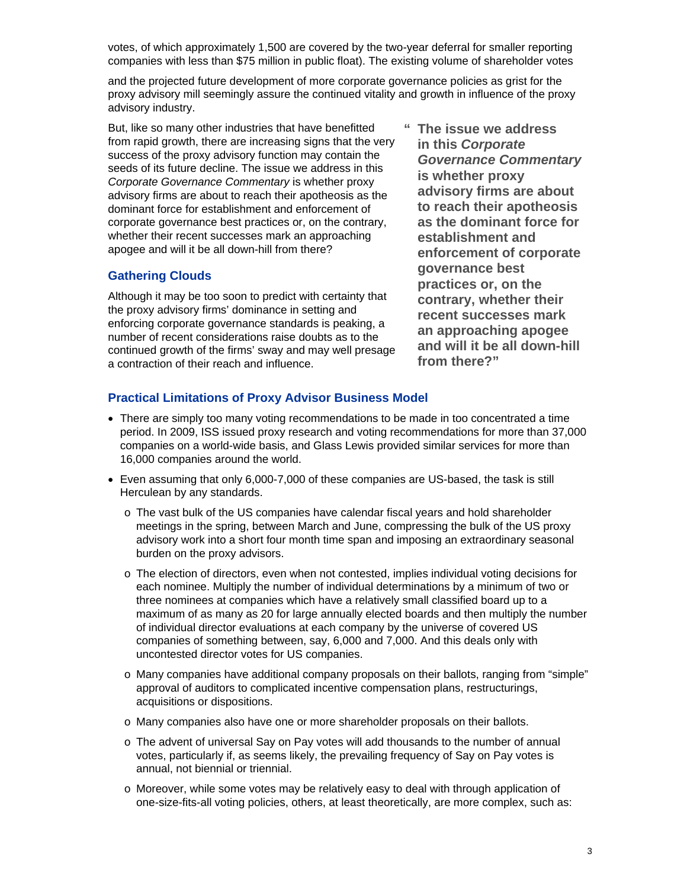votes, of which approximately 1,500 are covered by the two-year deferral for smaller reporting companies with less than $75 million in public float). The existing volume of shareholder votes

and the projected future development of more corporate governance policies as grist for the proxy advisory mill seemingly assure the continued vitality and growth in influence of the proxy advisory industry.

But, like so many other industries that have benefitted from rapid growth, there are increasing signs that the very success of the proxy advisory function may contain the seeds of its future decline. The issue we address in this *Corporate Governance Commentary* is whether proxy advisory firms are about to reach their apotheosis as the dominant force for establishment and enforcement of corporate governance best practices or, on the contrary, whether their recent successes mark an approaching apogee and will it be all down-hill from there?

> **"The issue we address in this *Corporate Governance Commentary* is whether proxy advisory firms are about to reach their apotheosis as the dominant force for establishment and enforcement of corporate governance best practices or, on the contrary, whether their recent successes mark an approaching apogee and will it be all down-hill from there?"**

## Gathering Clouds

Although it may be too soon to predict with certainty that the proxy advisory firms' dominance in setting and enforcing corporate governance standards is peaking, a number of recent considerations raise doubts as to the continued growth of the firms' sway and may well presage a contraction of their reach and influence.

## Practical Limitations of Proxy Advisor Business Model

- There are simply too many voting recommendations to be made in too concentrated a time period. In 2009, ISS issued proxy research and voting recommendations for more than 37,000 companies on a world-wide basis, and Glass Lewis provided similar services for more than 16,000 companies around the world.
- Even assuming that only 6,000-7,000 of these companies are US-based, the task is still Herculean by any standards.
  - The vast bulk of the US companies have calendar fiscal years and hold shareholder meetings in the spring, between March and June, compressing the bulk of the US proxy advisory work into a short four month time span and imposing an extraordinary seasonal burden on the proxy advisors.
  - The election of directors, even when not contested, implies individual voting decisions for each nominee. Multiply the number of individual determinations by a minimum of two or three nominees at companies which have a relatively small classified board up to a maximum of as many as 20 for large annually elected boards and then multiply the number of individual director evaluations at each company by the universe of covered US companies of something between, say, 6,000 and 7,000. And this deals only with uncontested director votes for US companies.
  - Many companies have additional company proposals on their ballots, ranging from "simple" approval of auditors to complicated incentive compensation plans, restructurings, acquisitions or dispositions.
  - Many companies also have one or more shareholder proposals on their ballots.
  - The advent of universal Say on Pay votes will add thousands to the number of annual votes, particularly if, as seems likely, the prevailing frequency of Say on Pay votes is annual, not biennial or triennial.
  - Moreover, while some votes may be relatively easy to deal with through application of one-size-fits-all voting policies, others, at least theoretically, are more complex, such as: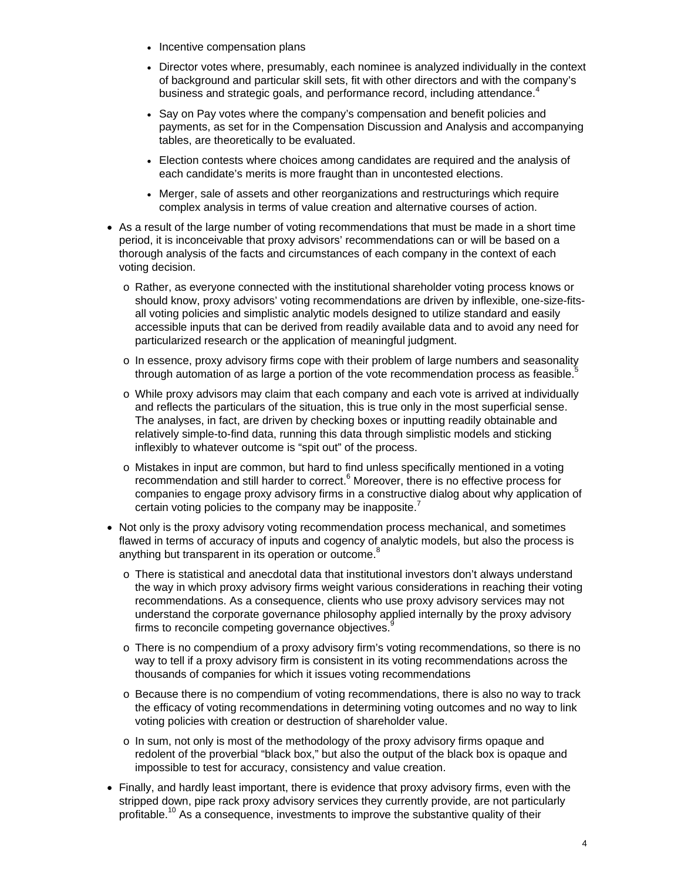- Incentive compensation plans
- Director votes where, presumably, each nominee is analyzed individually in the context of background and particular skill sets, fit with other directors and with the company's business and strategic goals, and performance record, including attendance.[4]
- Say on Pay votes where the company's compensation and benefit policies and payments, as set for in the Compensation Discussion and Analysis and accompanying tables, are theoretically to be evaluated.
- Election contests where choices among candidates are required and the analysis of each candidate's merits is more fraught than in uncontested elections.
- Merger, sale of assets and other reorganizations and restructurings which require complex analysis in terms of value creation and alternative courses of action.

- As a result of the large number of voting recommendations that must be made in a short time period, it is inconceivable that proxy advisors' recommendations can or will be based on a thorough analysis of the facts and circumstances of each company in the context of each voting decision.
  - Rather, as everyone connected with the institutional shareholder voting process knows or should know, proxy advisors' voting recommendations are driven by inflexible, one-size-fits-all voting policies and simplistic analytic models designed to utilize standard and easily accessible inputs that can be derived from readily available data and to avoid any need for particularized research or the application of meaningful judgment.
  - In essence, proxy advisory firms cope with their problem of large numbers and seasonality through automation of as large a portion of the vote recommendation process as feasible.[5]
  - While proxy advisors may claim that each company and each vote is arrived at individually and reflects the particulars of the situation, this is true only in the most superficial sense. The analyses, in fact, are driven by checking boxes or inputting readily obtainable and relatively simple-to-find data, running this data through simplistic models and sticking inflexibly to whatever outcome is "spit out" of the process.
  - Mistakes in input are common, but hard to find unless specifically mentioned in a voting recommendation and still harder to correct.[6] Moreover, there is no effective process for companies to engage proxy advisory firms in a constructive dialog about why application of certain voting policies to the company may be inapposite.[7]
- Not only is the proxy advisory voting recommendation process mechanical, and sometimes flawed in terms of accuracy of inputs and cogency of analytic models, but also the process is anything but transparent in its operation or outcome.[8]
  - There is statistical and anecdotal data that institutional investors don't always understand the way in which proxy advisory firms weight various considerations in reaching their voting recommendations. As a consequence, clients who use proxy advisory services may not understand the corporate governance philosophy applied internally by the proxy advisory firms to reconcile competing governance objectives.[9]
  - There is no compendium of a proxy advisory firm's voting recommendations, so there is no way to tell if a proxy advisory firm is consistent in its voting recommendations across the thousands of companies for which it issues voting recommendations
  - Because there is no compendium of voting recommendations, there is also no way to track the efficacy of voting recommendations in determining voting outcomes and no way to link voting policies with creation or destruction of shareholder value.
  - In sum, not only is most of the methodology of the proxy advisory firms opaque and redolent of the proverbial "black box," but also the output of the black box is opaque and impossible to test for accuracy, consistency and value creation.
- Finally, and hardly least important, there is evidence that proxy advisory firms, even with the stripped down, pipe rack proxy advisory services they currently provide, are not particularly profitable.[10] As a consequence, investments to improve the substantive quality of their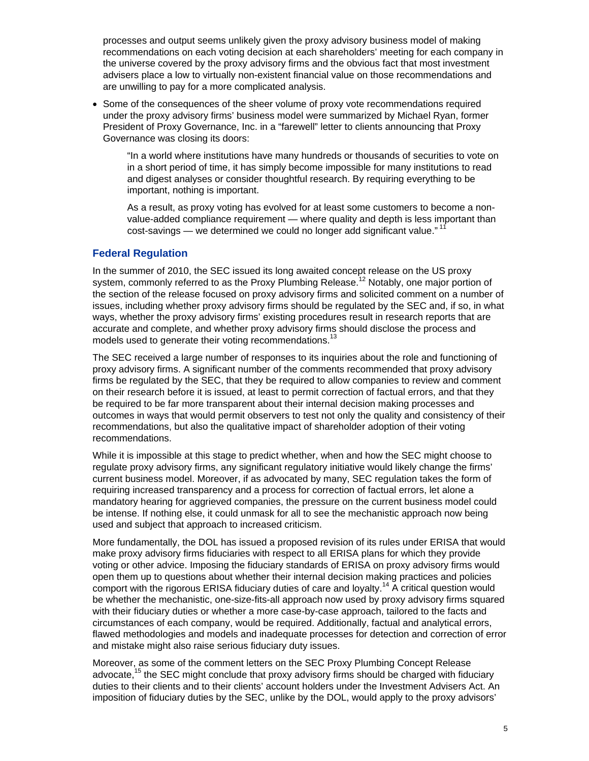processes and output seems unlikely given the proxy advisory business model of making recommendations on each voting decision at each shareholders' meeting for each company in the universe covered by the proxy advisory firms and the obvious fact that most investment advisers place a low to virtually non-existent financial value on those recommendations and are unwilling to pay for a more complicated analysis.

- Some of the consequences of the sheer volume of proxy vote recommendations required under the proxy advisory firms' business model were summarized by Michael Ryan, former President of Proxy Governance, Inc. in a "farewell" letter to clients announcing that Proxy Governance was closing its doors:

  > "In a world where institutions have many hundreds or thousands of securities to vote on in a short period of time, it has simply become impossible for many institutions to read and digest analyses or consider thoughtful research. By requiring everything to be important, nothing is important.
  >
  > As a result, as proxy voting has evolved for at least some customers to become a non-value-added compliance requirement — where quality and depth is less important than cost-savings — we determined we could no longer add significant value." [11]

## Federal Regulation

In the summer of 2010, the SEC issued its long awaited concept release on the US proxy system, commonly referred to as the Proxy Plumbing Release.[12] Notably, one major portion of the section of the release focused on proxy advisory firms and solicited comment on a number of issues, including whether proxy advisory firms should be regulated by the SEC and, if so, in what ways, whether the proxy advisory firms' existing procedures result in research reports that are accurate and complete, and whether proxy advisory firms should disclose the process and models used to generate their voting recommendations.[13]

The SEC received a large number of responses to its inquiries about the role and functioning of proxy advisory firms. A significant number of the comments recommended that proxy advisory firms be regulated by the SEC, that they be required to allow companies to review and comment on their research before it is issued, at least to permit correction of factual errors, and that they be required to be far more transparent about their internal decision making processes and outcomes in ways that would permit observers to test not only the quality and consistency of their recommendations, but also the qualitative impact of shareholder adoption of their voting recommendations.

While it is impossible at this stage to predict whether, when and how the SEC might choose to regulate proxy advisory firms, any significant regulatory initiative would likely change the firms' current business model. Moreover, if as advocated by many, SEC regulation takes the form of requiring increased transparency and a process for correction of factual errors, let alone a mandatory hearing for aggrieved companies, the pressure on the current business model could be intense. If nothing else, it could unmask for all to see the mechanistic approach now being used and subject that approach to increased criticism.

More fundamentally, the DOL has issued a proposed revision of its rules under ERISA that would make proxy advisory firms fiduciaries with respect to all ERISA plans for which they provide voting or other advice. Imposing the fiduciary standards of ERISA on proxy advisory firms would open them up to questions about whether their internal decision making practices and policies comport with the rigorous ERISA fiduciary duties of care and loyalty.[14] A critical question would be whether the mechanistic, one-size-fits-all approach now used by proxy advisory firms squared with their fiduciary duties or whether a more case-by-case approach, tailored to the facts and circumstances of each company, would be required. Additionally, factual and analytical errors, flawed methodologies and models and inadequate processes for detection and correction of error and mistake might also raise serious fiduciary duty issues.

Moreover, as some of the comment letters on the SEC Proxy Plumbing Concept Release advocate,[15] the SEC might conclude that proxy advisory firms should be charged with fiduciary duties to their clients and to their clients' account holders under the Investment Advisers Act. An imposition of fiduciary duties by the SEC, unlike by the DOL, would apply to the proxy advisors'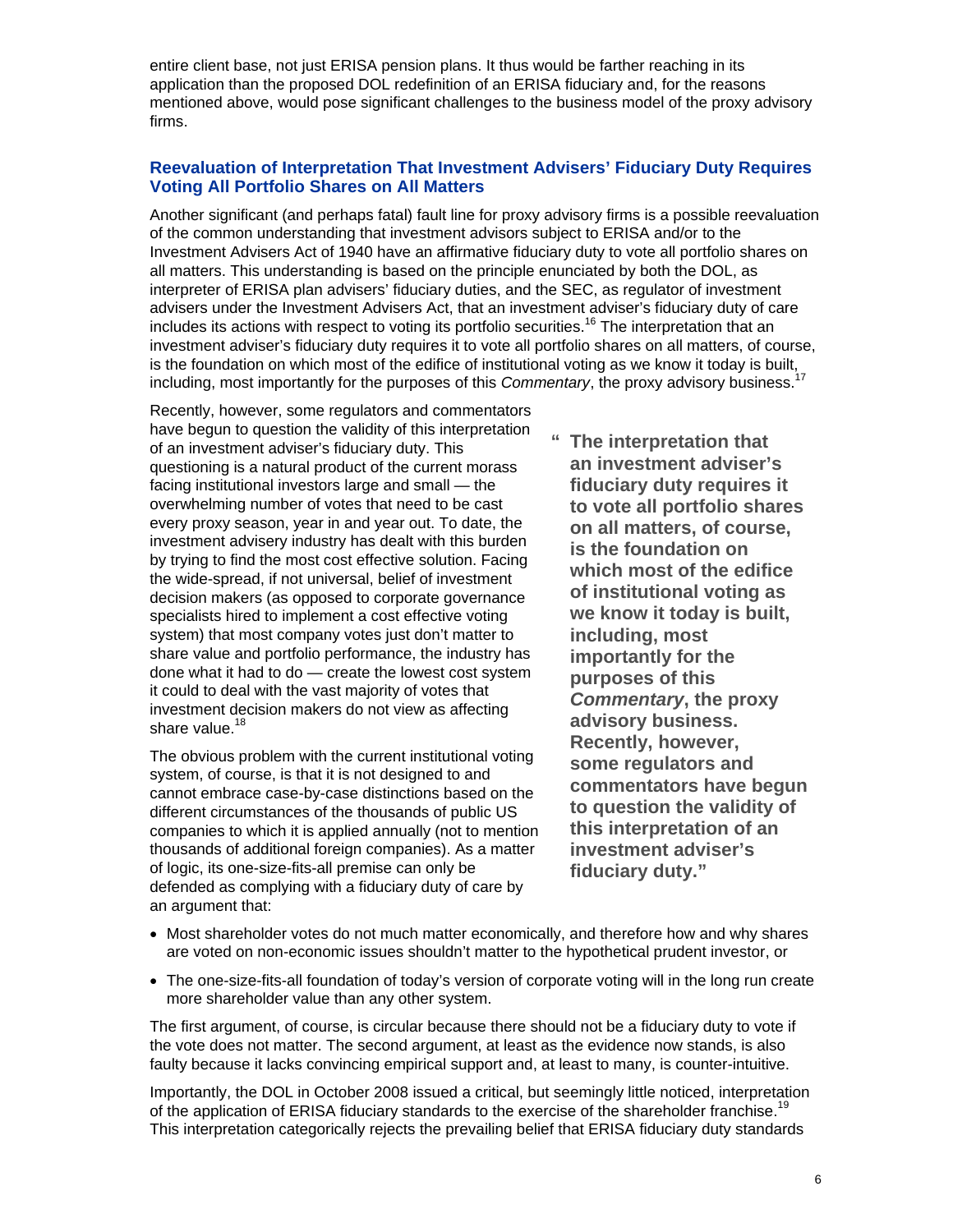entire client base, not just ERISA pension plans. It thus would be farther reaching in its application than the proposed DOL redefinition of an ERISA fiduciary and, for the reasons mentioned above, would pose significant challenges to the business model of the proxy advisory firms.

### Reevaluation of Interpretation That Investment Advisers' Fiduciary Duty Requires Voting All Portfolio Shares on All Matters

Another significant (and perhaps fatal) fault line for proxy advisory firms is a possible reevaluation of the common understanding that investment advisors subject to ERISA and/or to the Investment Advisers Act of 1940 have an affirmative fiduciary duty to vote all portfolio shares on all matters. This understanding is based on the principle enunciated by both the DOL, as interpreter of ERISA plan advisers' fiduciary duties, and the SEC, as regulator of investment advisers under the Investment Advisers Act, that an investment adviser's fiduciary duty of care includes its actions with respect to voting its portfolio securities.[16] The interpretation that an investment adviser's fiduciary duty requires it to vote all portfolio shares on all matters, of course, is the foundation on which most of the edifice of institutional voting as we know it today is built, including, most importantly for the purposes of this *Commentary*, the proxy advisory business.[17]

Recently, however, some regulators and commentators have begun to question the validity of this interpretation of an investment adviser's fiduciary duty. This questioning is a natural product of the current morass facing institutional investors large and small — the overwhelming number of votes that need to be cast every proxy season, year in and year out. To date, the investment advisery industry has dealt with this burden by trying to find the most cost effective solution. Facing the wide-spread, if not universal, belief of investment decision makers (as opposed to corporate governance specialists hired to implement a cost effective voting system) that most company votes just don't matter to share value and portfolio performance, the industry has done what it had to do — create the lowest cost system it could to deal with the vast majority of votes that investment decision makers do not view as affecting share value.[18]

> **"The interpretation that an investment adviser's fiduciary duty requires it to vote all portfolio shares on all matters, of course, is the foundation on which most of the edifice of institutional voting as we know it today is built, including, most importantly for the purposes of this *Commentary*, the proxy advisory business. Recently, however, some regulators and commentators have begun to question the validity of this interpretation of an investment adviser's fiduciary duty."**

The obvious problem with the current institutional voting system, of course, is that it is not designed to and cannot embrace case-by-case distinctions based on the different circumstances of the thousands of public US companies to which it is applied annually (not to mention thousands of additional foreign companies). As a matter of logic, its one-size-fits-all premise can only be defended as complying with a fiduciary duty of care by an argument that:

- Most shareholder votes do not much matter economically, and therefore how and why shares are voted on non-economic issues shouldn't matter to the hypothetical prudent investor, or
- The one-size-fits-all foundation of today's version of corporate voting will in the long run create more shareholder value than any other system.

The first argument, of course, is circular because there should not be a fiduciary duty to vote if the vote does not matter. The second argument, at least as the evidence now stands, is also faulty because it lacks convincing empirical support and, at least to many, is counter-intuitive.

Importantly, the DOL in October 2008 issued a critical, but seemingly little noticed, interpretation of the application of ERISA fiduciary standards to the exercise of the shareholder franchise.[19] This interpretation categorically rejects the prevailing belief that ERISA fiduciary duty standards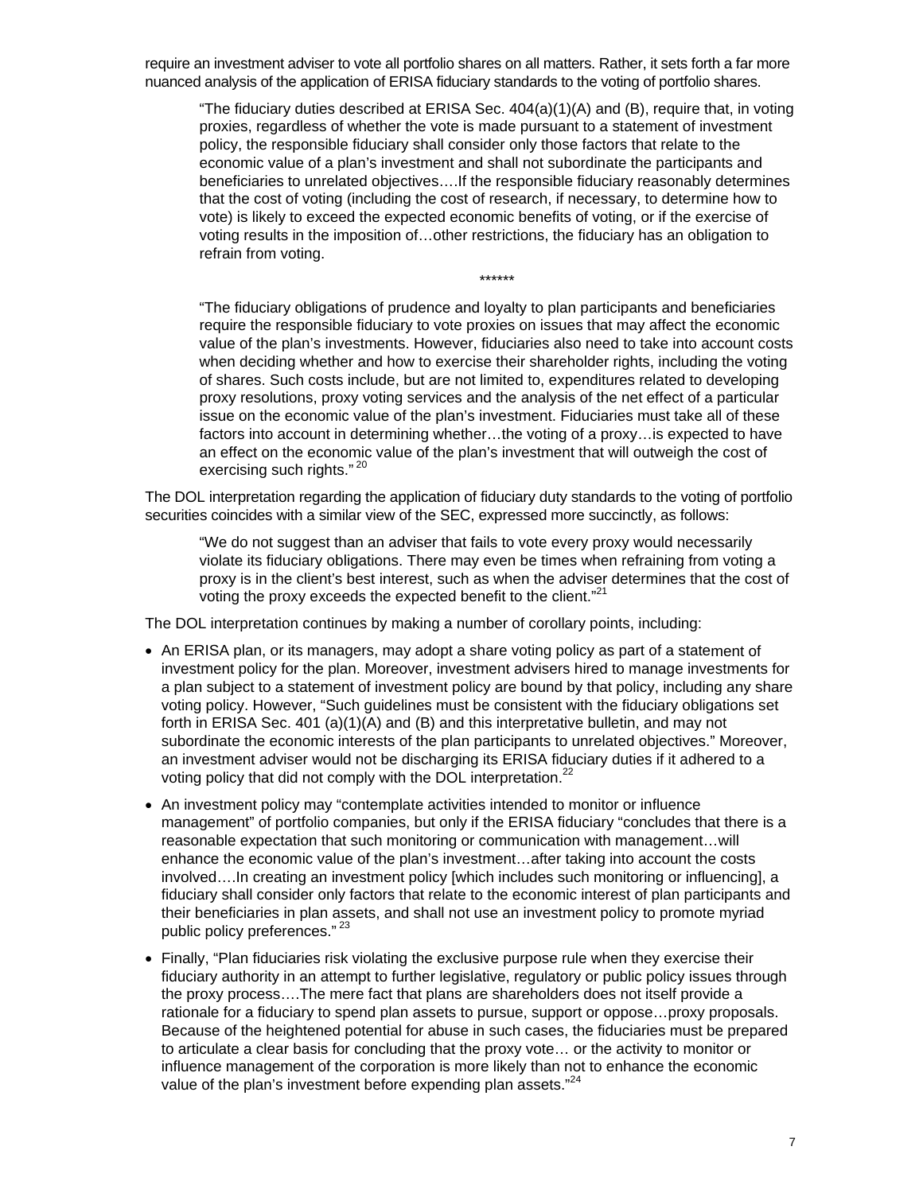require an investment adviser to vote all portfolio shares on all matters. Rather, it sets forth a far more nuanced analysis of the application of ERISA fiduciary standards to the voting of portfolio shares.

> "The fiduciary duties described at ERISA Sec. 404(a)(1)(A) and (B), require that, in voting proxies, regardless of whether the vote is made pursuant to a statement of investment policy, the responsible fiduciary shall consider only those factors that relate to the economic value of a plan's investment and shall not subordinate the participants and beneficiaries to unrelated objectives….If the responsible fiduciary reasonably determines that the cost of voting (including the cost of research, if necessary, to determine how to vote) is likely to exceed the expected economic benefits of voting, or if the exercise of voting results in the imposition of…other restrictions, the fiduciary has an obligation to refrain from voting.
>
> ******
>
> "The fiduciary obligations of prudence and loyalty to plan participants and beneficiaries require the responsible fiduciary to vote proxies on issues that may affect the economic value of the plan's investments. However, fiduciaries also need to take into account costs when deciding whether and how to exercise their shareholder rights, including the voting of shares. Such costs include, but are not limited to, expenditures related to developing proxy resolutions, proxy voting services and the analysis of the net effect of a particular issue on the economic value of the plan's investment. Fiduciaries must take all of these factors into account in determining whether…the voting of a proxy…is expected to have an effect on the economic value of the plan's investment that will outweigh the cost of exercising such rights." [20]

The DOL interpretation regarding the application of fiduciary duty standards to the voting of portfolio securities coincides with a similar view of the SEC, expressed more succinctly, as follows:

> "We do not suggest than an adviser that fails to vote every proxy would necessarily violate its fiduciary obligations. There may even be times when refraining from voting a proxy is in the client's best interest, such as when the adviser determines that the cost of voting the proxy exceeds the expected benefit to the client."[21]

The DOL interpretation continues by making a number of corollary points, including:

- An ERISA plan, or its managers, may adopt a share voting policy as part of a statement of investment policy for the plan. Moreover, investment advisers hired to manage investments for a plan subject to a statement of investment policy are bound by that policy, including any share voting policy. However, "Such guidelines must be consistent with the fiduciary obligations set forth in ERISA Sec. 401 (a)(1)(A) and (B) and this interpretative bulletin, and may not subordinate the economic interests of the plan participants to unrelated objectives." Moreover, an investment adviser would not be discharging its ERISA fiduciary duties if it adhered to a voting policy that did not comply with the DOL interpretation.[22]
- An investment policy may "contemplate activities intended to monitor or influence management" of portfolio companies, but only if the ERISA fiduciary "concludes that there is a reasonable expectation that such monitoring or communication with management…will enhance the economic value of the plan's investment…after taking into account the costs involved….In creating an investment policy [which includes such monitoring or influencing], a fiduciary shall consider only factors that relate to the economic interest of plan participants and their beneficiaries in plan assets, and shall not use an investment policy to promote myriad public policy preferences." [23]
- Finally, "Plan fiduciaries risk violating the exclusive purpose rule when they exercise their fiduciary authority in an attempt to further legislative, regulatory or public policy issues through the proxy process….The mere fact that plans are shareholders does not itself provide a rationale for a fiduciary to spend plan assets to pursue, support or oppose…proxy proposals. Because of the heightened potential for abuse in such cases, the fiduciaries must be prepared to articulate a clear basis for concluding that the proxy vote… or the activity to monitor or influence management of the corporation is more likely than not to enhance the economic value of the plan's investment before expending plan assets."[24]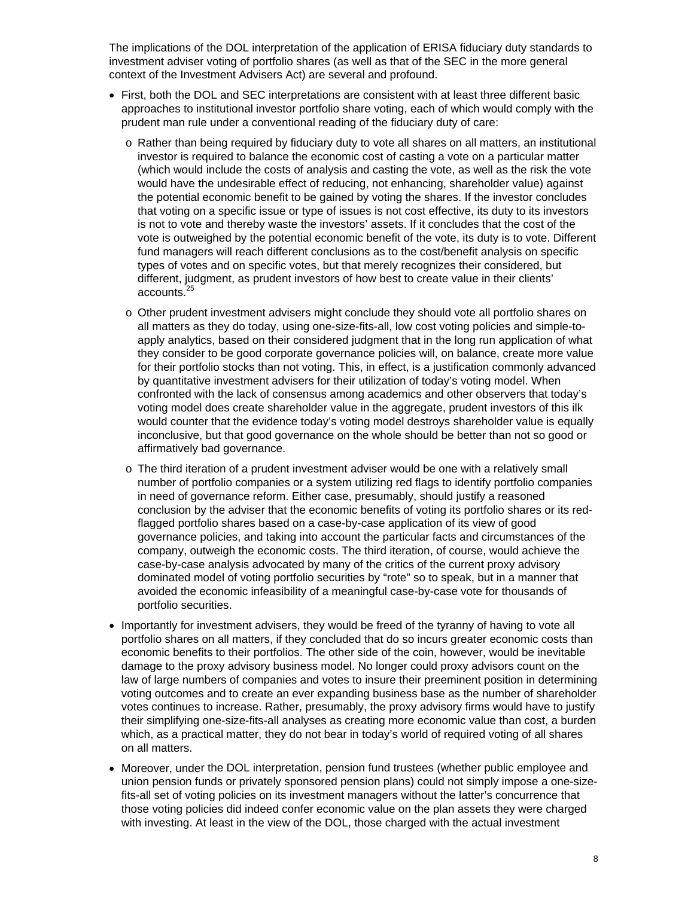The implications of the DOL interpretation of the application of ERISA fiduciary duty standards to investment adviser voting of portfolio shares (as well as that of the SEC in the more general context of the Investment Advisers Act) are several and profound.

- First, both the DOL and SEC interpretations are consistent with at least three different basic approaches to institutional investor portfolio share voting, each of which would comply with the prudent man rule under a conventional reading of the fiduciary duty of care:
  - Rather than being required by fiduciary duty to vote all shares on all matters, an institutional investor is required to balance the economic cost of casting a vote on a particular matter (which would include the costs of analysis and casting the vote, as well as the risk the vote would have the undesirable effect of reducing, not enhancing, shareholder value) against the potential economic benefit to be gained by voting the shares. If the investor concludes that voting on a specific issue or type of issues is not cost effective, its duty to its investors is not to vote and thereby waste the investors' assets. If it concludes that the cost of the vote is outweighed by the potential economic benefit of the vote, its duty is to vote. Different fund managers will reach different conclusions as to the cost/benefit analysis on specific types of votes and on specific votes, but that merely recognizes their considered, but different, judgment, as prudent investors of how best to create value in their clients' accounts.[25]
  - Other prudent investment advisers might conclude they should vote all portfolio shares on all matters as they do today, using one-size-fits-all, low cost voting policies and simple-to-apply analytics, based on their considered judgment that in the long run application of what they consider to be good corporate governance policies will, on balance, create more value for their portfolio stocks than not voting. This, in effect, is a justification commonly advanced by quantitative investment advisers for their utilization of today's voting model. When confronted with the lack of consensus among academics and other observers that today's voting model does create shareholder value in the aggregate, prudent investors of this ilk would counter that the evidence today's voting model destroys shareholder value is equally inconclusive, but that good governance on the whole should be better than not so good or affirmatively bad governance.
  - The third iteration of a prudent investment adviser would be one with a relatively small number of portfolio companies or a system utilizing red flags to identify portfolio companies in need of governance reform. Either case, presumably, should justify a reasoned conclusion by the adviser that the economic benefits of voting its portfolio shares or its red-flagged portfolio shares based on a case-by-case application of its view of good governance policies, and taking into account the particular facts and circumstances of the company, outweigh the economic costs. The third iteration, of course, would achieve the case-by-case analysis advocated by many of the critics of the current proxy advisory dominated model of voting portfolio securities by "rote" so to speak, but in a manner that avoided the economic infeasibility of a meaningful case-by-case vote for thousands of portfolio securities.
- Importantly for investment advisers, they would be freed of the tyranny of having to vote all portfolio shares on all matters, if they concluded that do so incurs greater economic costs than economic benefits to their portfolios. The other side of the coin, however, would be inevitable damage to the proxy advisory business model. No longer could proxy advisors count on the law of large numbers of companies and votes to insure their preeminent position in determining voting outcomes and to create an ever expanding business base as the number of shareholder votes continues to increase. Rather, presumably, the proxy advisory firms would have to justify their simplifying one-size-fits-all analyses as creating more economic value than cost, a burden which, as a practical matter, they do not bear in today's world of required voting of all shares on all matters.
- Moreover, under the DOL interpretation, pension fund trustees (whether public employee and union pension funds or privately sponsored pension plans) could not simply impose a one-size-fits-all set of voting policies on its investment managers without the latter's concurrence that those voting policies did indeed confer economic value on the plan assets they were charged with investing. At least in the view of the DOL, those charged with the actual investment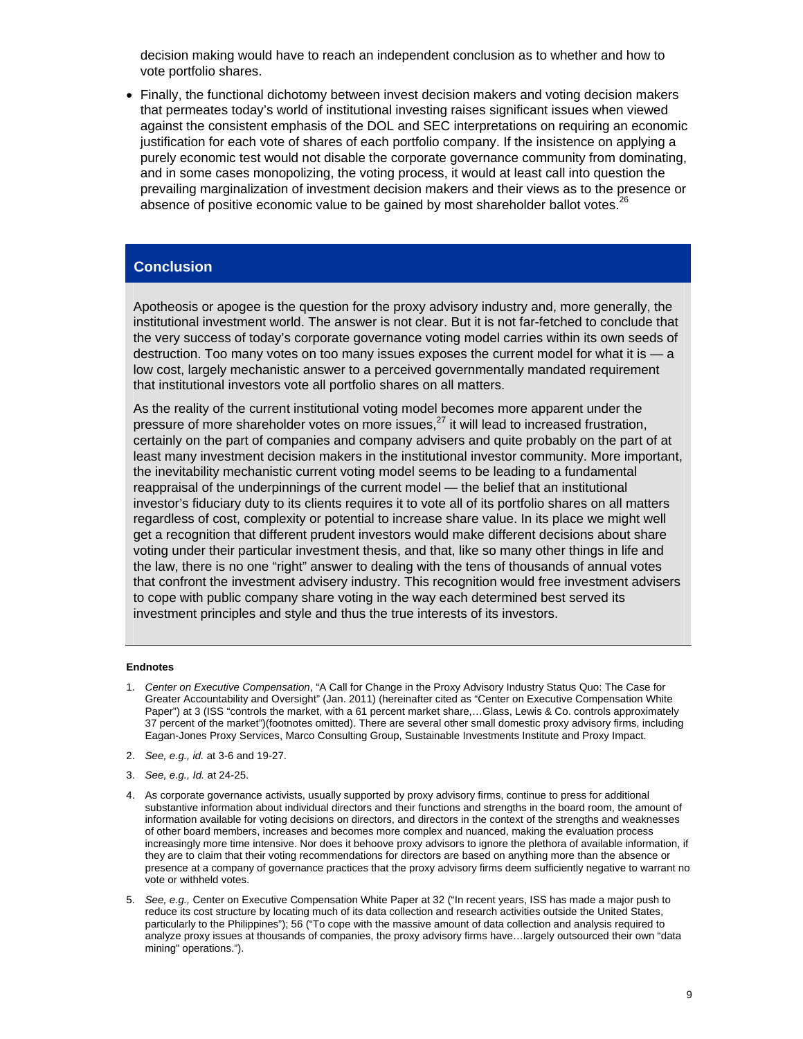decision making would have to reach an independent conclusion as to whether and how to vote portfolio shares.

- Finally, the functional dichotomy between invest decision makers and voting decision makers that permeates today's world of institutional investing raises significant issues when viewed against the consistent emphasis of the DOL and SEC interpretations on requiring an economic justification for each vote of shares of each portfolio company. If the insistence on applying a purely economic test would not disable the corporate governance community from dominating, and in some cases monopolizing, the voting process, it would at least call into question the prevailing marginalization of investment decision makers and their views as to the presence or absence of positive economic value to be gained by most shareholder ballot votes.[26]

## Conclusion

Apotheosis or apogee is the question for the proxy advisory industry and, more generally, the institutional investment world. The answer is not clear. But it is not far-fetched to conclude that the very success of today's corporate governance voting model carries within its own seeds of destruction. Too many votes on too many issues exposes the current model for what it is — a low cost, largely mechanistic answer to a perceived governmentally mandated requirement that institutional investors vote all portfolio shares on all matters.

As the reality of the current institutional voting model becomes more apparent under the pressure of more shareholder votes on more issues,[27] it will lead to increased frustration, certainly on the part of companies and company advisers and quite probably on the part of at least many investment decision makers in the institutional investor community. More important, the inevitability mechanistic current voting model seems to be leading to a fundamental reappraisal of the underpinnings of the current model — the belief that an institutional investor's fiduciary duty to its clients requires it to vote all of its portfolio shares on all matters regardless of cost, complexity or potential to increase share value. In its place we might well get a recognition that different prudent investors would make different decisions about share voting under their particular investment thesis, and that, like so many other things in life and the law, there is no one "right" answer to dealing with the tens of thousands of annual votes that confront the investment advisory industry. This recognition would free investment advisers to cope with public company share voting in the way each determined best served its investment principles and style and thus the true interests of its investors.

**Endnotes**

1. *Center on Executive Compensation*, "A Call for Change in the Proxy Advisory Industry Status Quo: The Case for Greater Accountability and Oversight" (Jan. 2011) (hereinafter cited as "Center on Executive Compensation White Paper") at 3 (ISS "controls the market, with a 61 percent market share,…Glass, Lewis & Co. controls approximately 37 percent of the market")(footnotes omitted). There are several other small domestic proxy advisory firms, including Eagan-Jones Proxy Services, Marco Consulting Group, Sustainable Investments Institute and Proxy Impact.

2. *See, e.g., id.* at 3-6 and 19-27.

3. *See, e.g., Id.* at 24-25.

4. As corporate governance activists, usually supported by proxy advisory firms, continue to press for additional substantive information about individual directors and their functions and strengths in the board room, the amount of information available for voting decisions on directors, and directors in the context of the strengths and weaknesses of other board members, increases and becomes more complex and nuanced, making the evaluation process increasingly more time intensive. Nor does it behoove proxy advisors to ignore the plethora of available information, if they are to claim that their voting recommendations for directors are based on anything more than the absence or presence at a company of governance practices that the proxy advisory firms deem sufficiently negative to warrant no vote or withheld votes.

5. *See, e.g.,* Center on Executive Compensation White Paper at 32 ("In recent years, ISS has made a major push to reduce its cost structure by locating much of its data collection and research activities outside the United States, particularly to the Philippines"); 56 ("To cope with the massive amount of data collection and analysis required to analyze proxy issues at thousands of companies, the proxy advisory firms have…largely outsourced their own "data mining" operations.").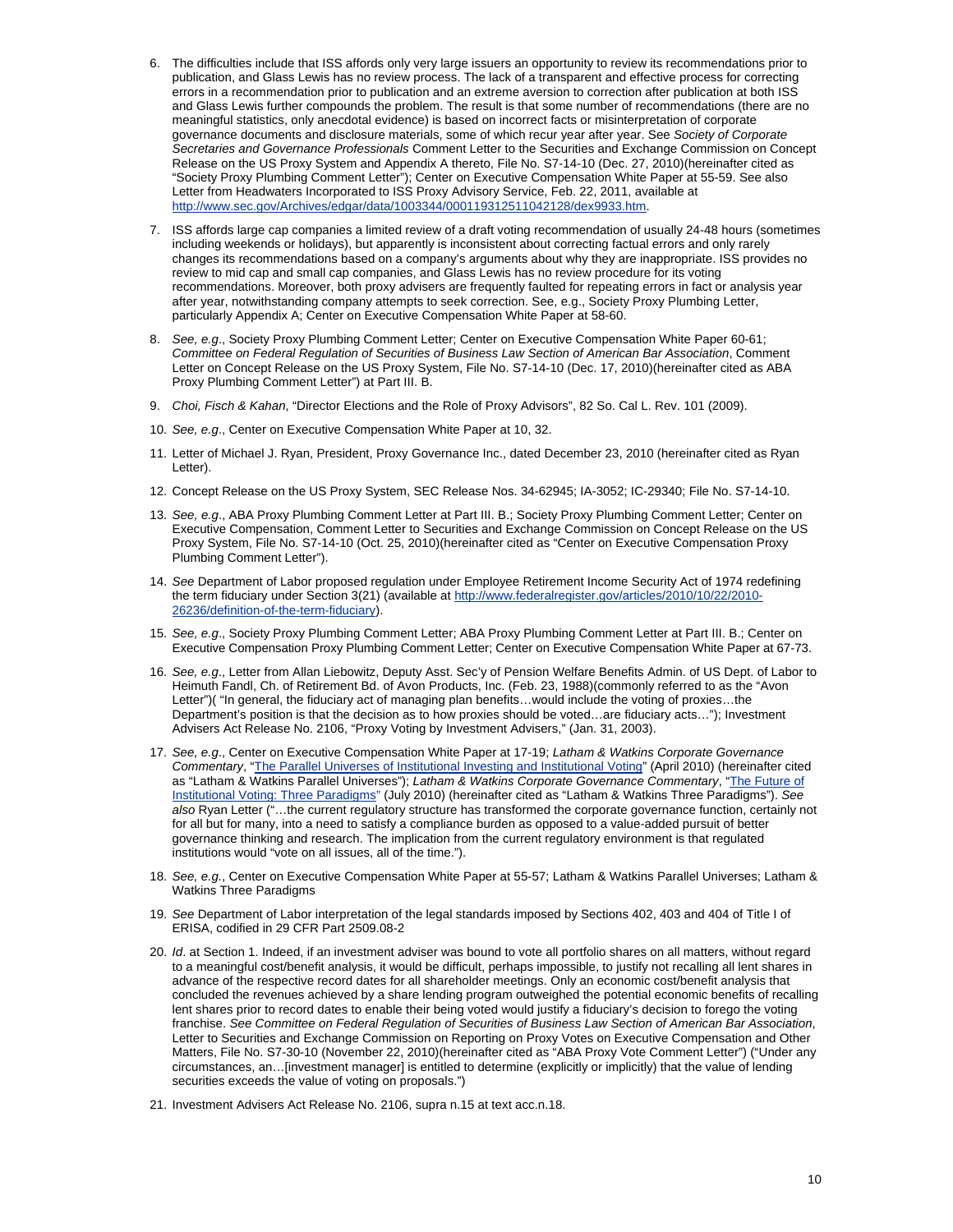6. The difficulties include that ISS affords only very large issuers an opportunity to review its recommendations prior to publication, and Glass Lewis has no review process. The lack of a transparent and effective process for correcting errors in a recommendation prior to publication and an extreme aversion to correction after publication at both ISS and Glass Lewis further compounds the problem. The result is that some number of recommendations (there are no meaningful statistics, only anecdotal evidence) is based on incorrect facts or misinterpretation of corporate governance documents and disclosure materials, some of which recur year after year. See *Society of Corporate Secretaries and Governance Professionals* Comment Letter to the Securities and Exchange Commission on Concept Release on the US Proxy System and Appendix A thereto, File No. S7-14-10 (Dec. 27, 2010)(hereinafter cited as "Society Proxy Plumbing Comment Letter"); Center on Executive Compensation White Paper at 55-59. See also Letter from Headwaters Incorporated to ISS Proxy Advisory Service, Feb. 22, 2011, available at http://www.sec.gov/Archives/edgar/data/1003344/000119312511042128/dex9933.htm.

7. ISS affords large cap companies a limited review of a draft voting recommendation of usually 24-48 hours (sometimes including weekends or holidays), but apparently is inconsistent about correcting factual errors and only rarely changes its recommendations based on a company's arguments about why they are inappropriate. ISS provides no review to mid cap and small cap companies, and Glass Lewis has no review procedure for its voting recommendations. Moreover, both proxy advisers are frequently faulted for repeating errors in fact or analysis year after year, notwithstanding company attempts to seek correction. See, e.g., Society Proxy Plumbing Letter, particularly Appendix A; Center on Executive Compensation White Paper at 58-60.

8. *See, e.g*., Society Proxy Plumbing Comment Letter; Center on Executive Compensation White Paper 60-61; *Committee on Federal Regulation of Securities of Business Law Section of American Bar Association*, Comment Letter on Concept Release on the US Proxy System, File No. S7-14-10 (Dec. 17, 2010)(hereinafter cited as ABA Proxy Plumbing Comment Letter") at Part III. B.

9. *Choi, Fisch & Kahan*, "Director Elections and the Role of Proxy Advisors", 82 So. Cal L. Rev. 101 (2009).

10. *See, e.g*., Center on Executive Compensation White Paper at 10, 32.

11. Letter of Michael J. Ryan, President, Proxy Governance Inc., dated December 23, 2010 (hereinafter cited as Ryan Letter).

12. Concept Release on the US Proxy System, SEC Release Nos. 34-62945; IA-3052; IC-29340; File No. S7-14-10.

13. *See, e.g*., ABA Proxy Plumbing Comment Letter at Part III. B.; Society Proxy Plumbing Comment Letter; Center on Executive Compensation, Comment Letter to Securities and Exchange Commission on Concept Release on the US Proxy System, File No. S7-14-10 (Oct. 25, 2010)(hereinafter cited as "Center on Executive Compensation Proxy Plumbing Comment Letter").

14. *See* Department of Labor proposed regulation under Employee Retirement Income Security Act of 1974 redefining the term fiduciary under Section 3(21) (available at http://www.federalregister.gov/articles/2010/10/22/2010-26236/definition-of-the-term-fiduciary).

15. *See, e.g*., Society Proxy Plumbing Comment Letter; ABA Proxy Plumbing Comment Letter at Part III. B.; Center on Executive Compensation Proxy Plumbing Comment Letter; Center on Executive Compensation White Paper at 67-73.

16. *See, e.g*., Letter from Allan Liebowitz, Deputy Asst. Sec'y of Pension Welfare Benefits Admin. of US Dept. of Labor to Heimuth Fandl, Ch. of Retirement Bd. of Avon Products, Inc. (Feb. 23, 1988)(commonly referred to as the "Avon Letter")( "In general, the fiduciary act of managing plan benefits…would include the voting of proxies…the Department's position is that the decision as to how proxies should be voted…are fiduciary acts…"); Investment Advisers Act Release No. 2106, "Proxy Voting by Investment Advisers," (Jan. 31, 2003).

17. *See, e.g*., Center on Executive Compensation White Paper at 17-19; *Latham & Watkins Corporate Governance Commentary*, "The Parallel Universes of Institutional Investing and Institutional Voting" (April 2010) (hereinafter cited as "Latham & Watkins Parallel Universes"); *Latham & Watkins Corporate Governance Commentary*, "The Future of Institutional Voting: Three Paradigms" (July 2010) (hereinafter cited as "Latham & Watkins Three Paradigms"). *See also* Ryan Letter ("…the current regulatory structure has transformed the corporate governance function, certainly not for all but for many, into a need to satisfy a compliance burden as opposed to a value-added pursuit of better governance thinking and research. The implication from the current regulatory environment is that regulated institutions would "vote on all issues, all of the time.").

18. *See, e.g*., Center on Executive Compensation White Paper at 55-57; Latham & Watkins Parallel Universes; Latham & Watkins Three Paradigms

19. *See* Department of Labor interpretation of the legal standards imposed by Sections 402, 403 and 404 of Title I of ERISA, codified in 29 CFR Part 2509.08-2

20. *Id*. at Section 1. Indeed, if an investment adviser was bound to vote all portfolio shares on all matters, without regard to a meaningful cost/benefit analysis, it would be difficult, perhaps impossible, to justify not recalling all lent shares in advance of the respective record dates for all shareholder meetings. Only an economic cost/benefit analysis that concluded the revenues achieved by a share lending program outweighed the potential economic benefits of recalling lent shares prior to record dates to enable their being voted would justify a fiduciary's decision to forego the voting franchise. *See Committee on Federal Regulation of Securities of Business Law Section of American Bar Association*, Letter to Securities and Exchange Commission on Reporting on Proxy Votes on Executive Compensation and Other Matters, File No. S7-30-10 (November 22, 2010)(hereinafter cited as "ABA Proxy Vote Comment Letter") ("Under any circumstances, an…[investment manager] is entitled to determine (explicitly or implicitly) that the value of lending securities exceeds the value of voting on proposals.")

21. Investment Advisers Act Release No. 2106, supra n.15 at text acc.n.18.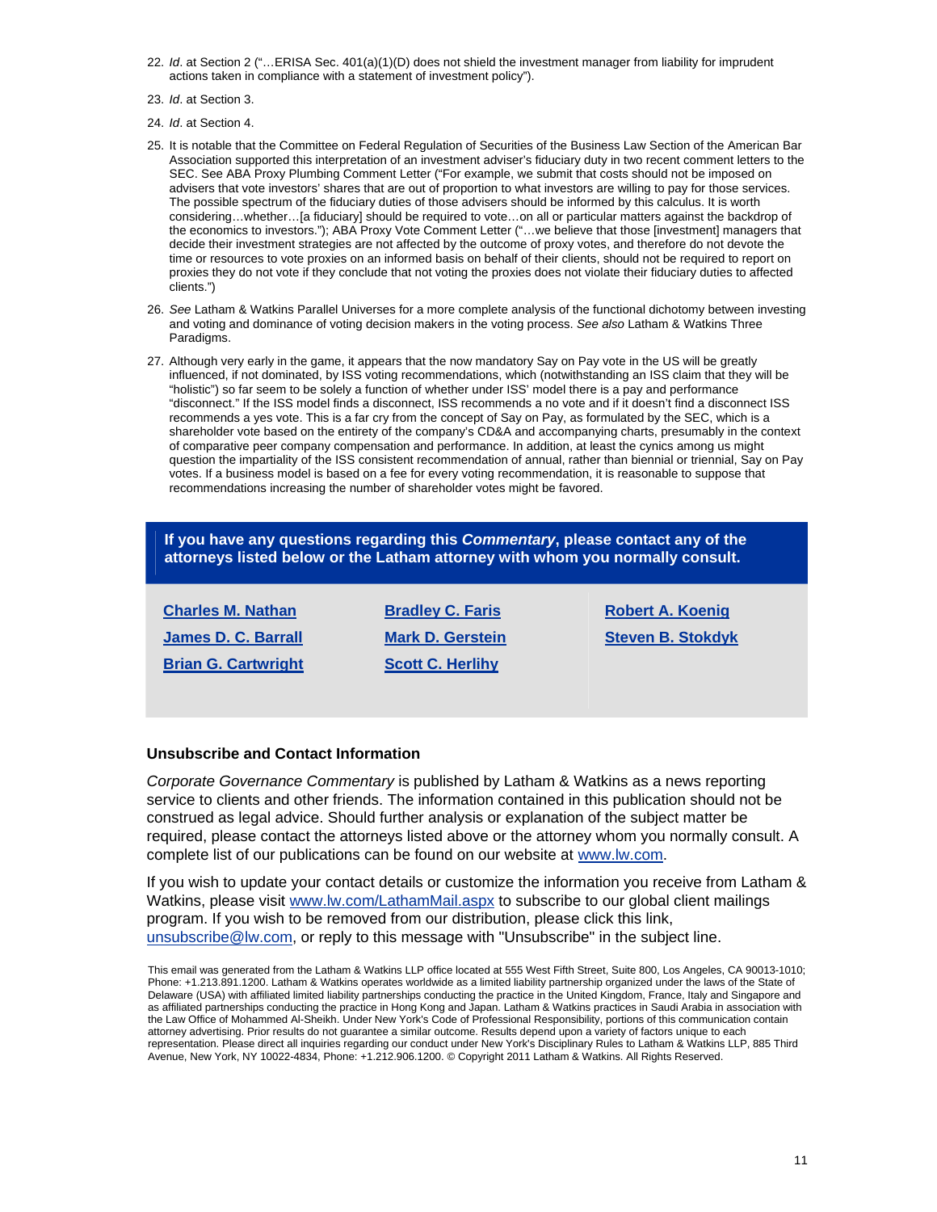22. *Id*. at Section 2 ("…ERISA Sec. 401(a)(1)(D) does not shield the investment manager from liability for imprudent actions taken in compliance with a statement of investment policy").

23. *Id*. at Section 3.

24. *Id*. at Section 4.

25. It is notable that the Committee on Federal Regulation of Securities of the Business Law Section of the American Bar Association supported this interpretation of an investment adviser's fiduciary duty in two recent comment letters to the SEC. See ABA Proxy Plumbing Comment Letter ("For example, we submit that costs should not be imposed on advisers that vote investors' shares that are out of proportion to what investors are willing to pay for those services. The possible spectrum of the fiduciary duties of those advisers should be informed by this calculus. It is worth considering…whether…[a fiduciary] should be required to vote…on all or particular matters against the backdrop of the economics to investors."); ABA Proxy Vote Comment Letter ("…we believe that those [investment] managers that decide their investment strategies are not affected by the outcome of proxy votes, and therefore do not devote the time or resources to vote proxies on an informed basis on behalf of their clients, should not be required to report on proxies they do not vote if they conclude that not voting the proxies does not violate their fiduciary duties to affected clients.")

26. *See* Latham & Watkins Parallel Universes for a more complete analysis of the functional dichotomy between investing and voting and dominance of voting decision makers in the voting process. *See also* Latham & Watkins Three Paradigms.

27. Although very early in the game, it appears that the now mandatory Say on Pay vote in the US will be greatly influenced, if not dominated, by ISS voting recommendations, which (notwithstanding an ISS claim that they will be "holistic") so far seem to be solely a function of whether under ISS' model there is a pay and performance "disconnect." If the ISS model finds a disconnect, ISS recommends a no vote and if it doesn't find a disconnect ISS recommends a yes vote. This is a far cry from the concept of Say on Pay, as formulated by the SEC, which is a shareholder vote based on the entirety of the company's CD&A and accompanying charts, presumably in the context of comparative peer company compensation and performance. In addition, at least the cynics among us might question the impartiality of the ISS consistent recommendation of annual, rather than biennial or triennial, Say on Pay votes. If a business model is based on a fee for every voting recommendation, it is reasonable to suppose that recommendations increasing the number of shareholder votes might be favored.

**If you have any questions regarding this *Commentary*, please contact any of the attorneys listed below or the Latham attorney with whom you normally consult.**

**Charles M. Nathan**
**James D. C. Barrall**
**Brian G. Cartwright**
**Bradley C. Faris**
**Mark D. Gerstein**
**Scott C. Herlihy**
**Robert A. Koenig**
**Steven B. Stokdyk**

### Unsubscribe and Contact Information

*Corporate Governance Commentary* is published by Latham & Watkins as a news reporting service to clients and other friends. The information contained in this publication should not be construed as legal advice. Should further analysis or explanation of the subject matter be required, please contact the attorneys listed above or the attorney whom you normally consult. A complete list of our publications can be found on our website at www.lw.com.

If you wish to update your contact details or customize the information you receive from Latham & Watkins, please visit www.lw.com/LathamMail.aspx to subscribe to our global client mailings program. If you wish to be removed from our distribution, please click this link, unsubscribe@lw.com, or reply to this message with "Unsubscribe" in the subject line.

This email was generated from the Latham & Watkins LLP office located at 555 West Fifth Street, Suite 800, Los Angeles, CA 90013-1010; Phone: +1.213.891.1200. Latham & Watkins operates worldwide as a limited liability partnership organized under the laws of the State of Delaware (USA) with affiliated limited liability partnerships conducting the practice in the United Kingdom, France, Italy and Singapore and as affiliated partnerships conducting the practice in Hong Kong and Japan. Latham & Watkins practices in Saudi Arabia in association with the Law Office of Mohammed Al-Sheikh. Under New York's Code of Professional Responsibility, portions of this communication contain attorney advertising. Prior results do not guarantee a similar outcome. Results depend upon a variety of factors unique to each representation. Please direct all inquiries regarding our conduct under New York's Disciplinary Rules to Latham & Watkins LLP, 885 Third Avenue, New York, NY 10022-4834, Phone: +1.212.906.1200. © Copyright 2011 Latham & Watkins. All Rights Reserved.